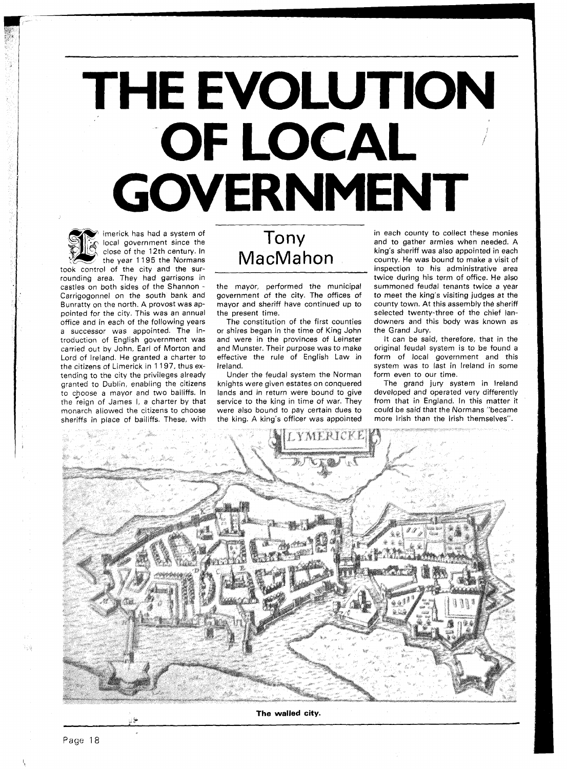# THE EVOLUTION OF LOCAL GOVERNMENT

## Tony MacMahon

Limerick has had a system of local government since the close of the 12th century. In the year 1195 the Normans took control of the city and the surrounding area. They had garrisons in castles on both sides of the Shannon - Carrigogonnel on the south bank and Bunratty on the north. A provost was appointed for the city. This was an annual office and in each of the following years a successor was appointed. The introduction of English government was carried out by John, Earl of Morton and Lord of Ireland. He granted a charter to the citizens of Limerick in 1197, thus extending to the city the privileges already granted to Dublin, enabling the citizens to choose a mayor and two bailiffs. In the reign of James I, a charter by that monarch allowed the citizens to choose sheriffs in place of bailiffs. These, with the mayor, performed the municipal government of the city. The offices of mayor and sheriff have continued up to the present time.

The constitution of the first counties or shires began in the time of King John and were in the provinces of Leinster and Munster. Their purpose was to make effective the rule of English Law in Ireland.

Under the feudal system the Norman knights were given estates on conquered lands and in return were bound to give service to the king in time of war. They were also bound to pay certain dues to the king. A king's officer was appointed in each county to collect these monies and to gather armies when needed. A king's sheriff was also appointed in each county. He was bound to make a visit of inspection to his administrative area twice during his term of office. He also summoned feudal tenants twice a year to meet the king's visiting judges at the county town. At this assembly the sheriff selected twenty-three of the chief landowners and this body was known as the Grand Jury.

It can be said, therefore, that in the original feudal system is to be found a form of local government and this system was to last in Ireland in some form even to our time.

The grand jury system in Ireland developed and operated very differently from that in England. In this matter it could be said that the Normans "became more Irish than the Irish themselves".

**The walled city.**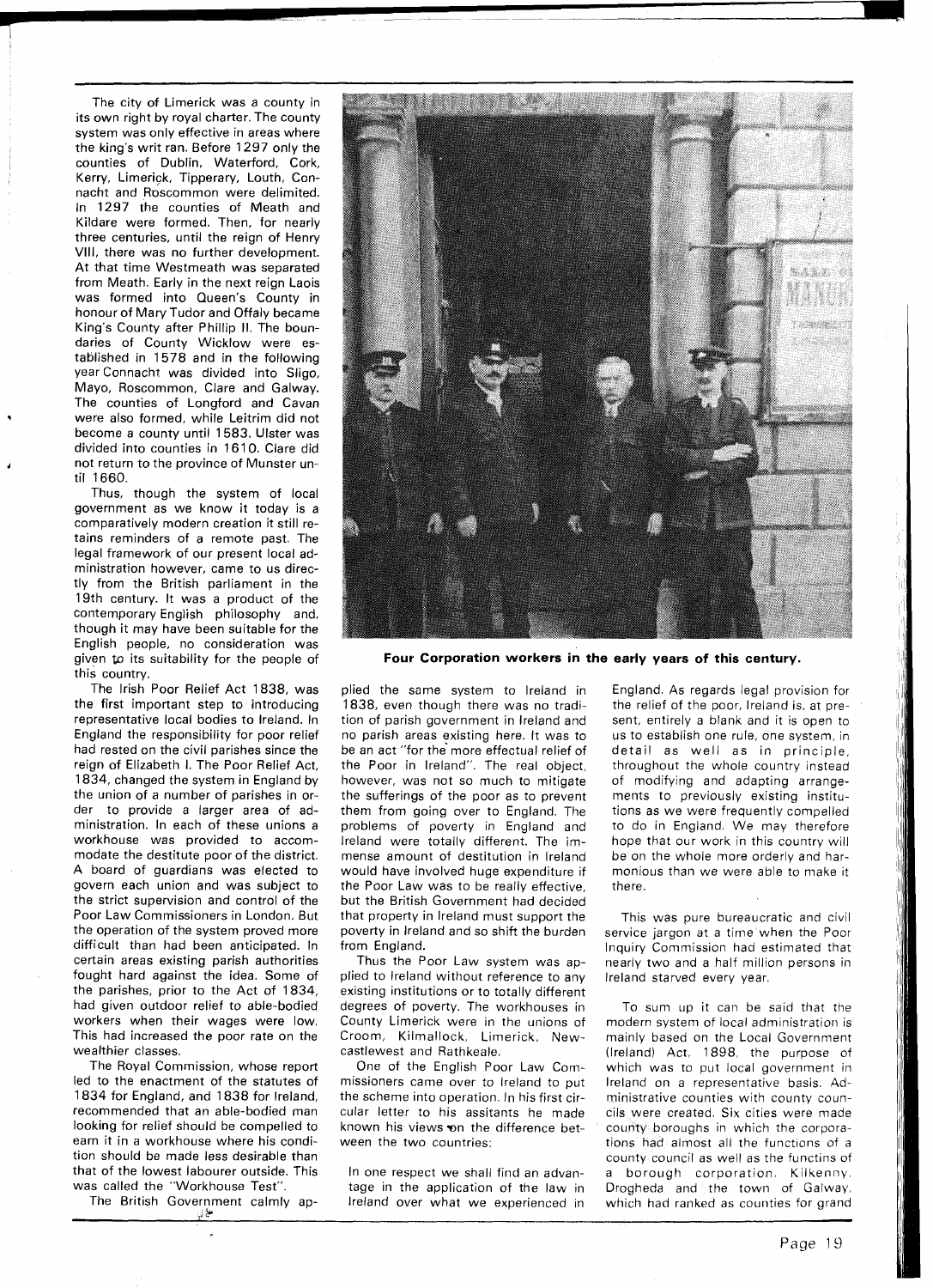The city of Limerick was a county in its own right by royal charter. The county system was only effective in areas where the king's writ ran. Before 1297 only the counties of Dublin, Waterford, Cork, Kerry, Limerick, Tipperary, Louth, Connacht and Roscommon were delimited. In 1297 the counties of Meath and Kildare were formed. Then, for nearly three centuries, until the reign of Henry VIII, there was no further development. At that time Westmeath was separated from Meath. Early in the next reign Laois was formed into Queen's County in honour of Mary Tudor and Offaly became King's County after Phillip II. The boundaries of County Wicklow were established in 1578 and in the following year Connacht was divided into Sligo, Mayo, Roscommon, Clare and Galway. The counties of Longford and Cavan were also formed, while Leitrim did not become a county until 1583. Ulster was divided into counties in 1610. Clare did not return to the province of Munster until 1660.

Thus, though the system of local government as we know it today is a comparatively modern creation it still retains reminders of a remote past. The legal framework of our present local administration however, came to us directly from the British parliament in the 19th century. It was a product of the contemporary English philosophy and, though it may have been suitable for the English people, no consideration was given to its suitability for the people of this country.

The Irish Poor Relief Act 1838, was the first important step to introducing representative local bodies to Ireland. In England the responsibility for poor relief had rested on the civil parishes since the reign of Elizabeth I. The Poor Relief Act, 1834, changed the system in England by the union of a number of parishes in order to provide a larger area of administration. In each of these unions a workhouse was provided to accommodate the destitute poor of the district. A board of guardians was elected to govern each union and was subject to the strict supervision and control of the Poor Law Commissioners in London. But the operation of the system proved more difficult than had been anticipated. In certain areas existing parish authorities fought hard against the idea. Some of the parishes, prior to the Act of 1834, had given outdoor relief to able-bodied workers when their wages were low. This had increased the poor rate on the wealthier classes.

The Royal Commission, whose report led to the enactment of the statutes of 1834 for England, and 1838 for Ireland, recommended that an able-bodied man looking for relief should be compelled to earn it in a workhouse where his condition should be made less desirable than that of the lowest labourer outside. This was called the "Workhouse Test".

The British Government calmly applied the same system to Ireland in 1838, even though there was no tradition of parish government in Ireland and no parish areas existing here. It was to be an act "for the more effectual relief of the Poor in Ireland". The real object, however, was not so much to mitigate the sufferings of the poor as to prevent them from going over to England. The problems of poverty in England and Ireland were totally different. The immense amount of destitution in Ireland would have involved huge expenditure if the Poor Law was to be really effective, but the British Government had decided that property in Ireland must support the poverty in Ireland and so shift the burden from England.

Thus the Poor Law system was applied to Ireland without reference to any existing institutions or to totally different degrees of poverty. The workhouses in County Limerick were in the unions of Croom, Kilmallock, Limerick, Newcastlewest and Rathkeale.

One of the English Poor Law Commissioners came over to Ireland to put the scheme into operation. In his first circular letter to his assitants he made known his views on the difference between the two countries:

> In one respect we shall find an advantage in the application of the law in Ireland over what we experienced in England. As regards legal provision for the relief of the poor, Ireland is, at present, entirely a blank and it is open to us to establish one rule, one system, in detail as well as in principle, throughout the whole country instead of modifying and adapting arrangements to previously existing institutions as we were frequently compelled to do in England. We may therefore hope that our work in this country will be on the whole more orderly and harmonious than we were able to make it there.

This was pure bureaucratic and civil service jargon at a time when the Poor Inquiry Commission had estimated that nearly two and a half million persons in Ireland starved every year.

To sum up it can be said that the modern system of local administration is mainly based on the Local Government (Ireland) Act, 1898, the purpose of which was to put local government in Ireland on a representative basis. Administrative counties with county councils were created. Six cities were made county boroughs in which the corporations had almost all the functions of a county council as well as the functins of a borough corporation. Kilkenny, Drogheda and the town of Galway, which had ranked as counties for grand

**Four Corporation workers in the early years of this century.**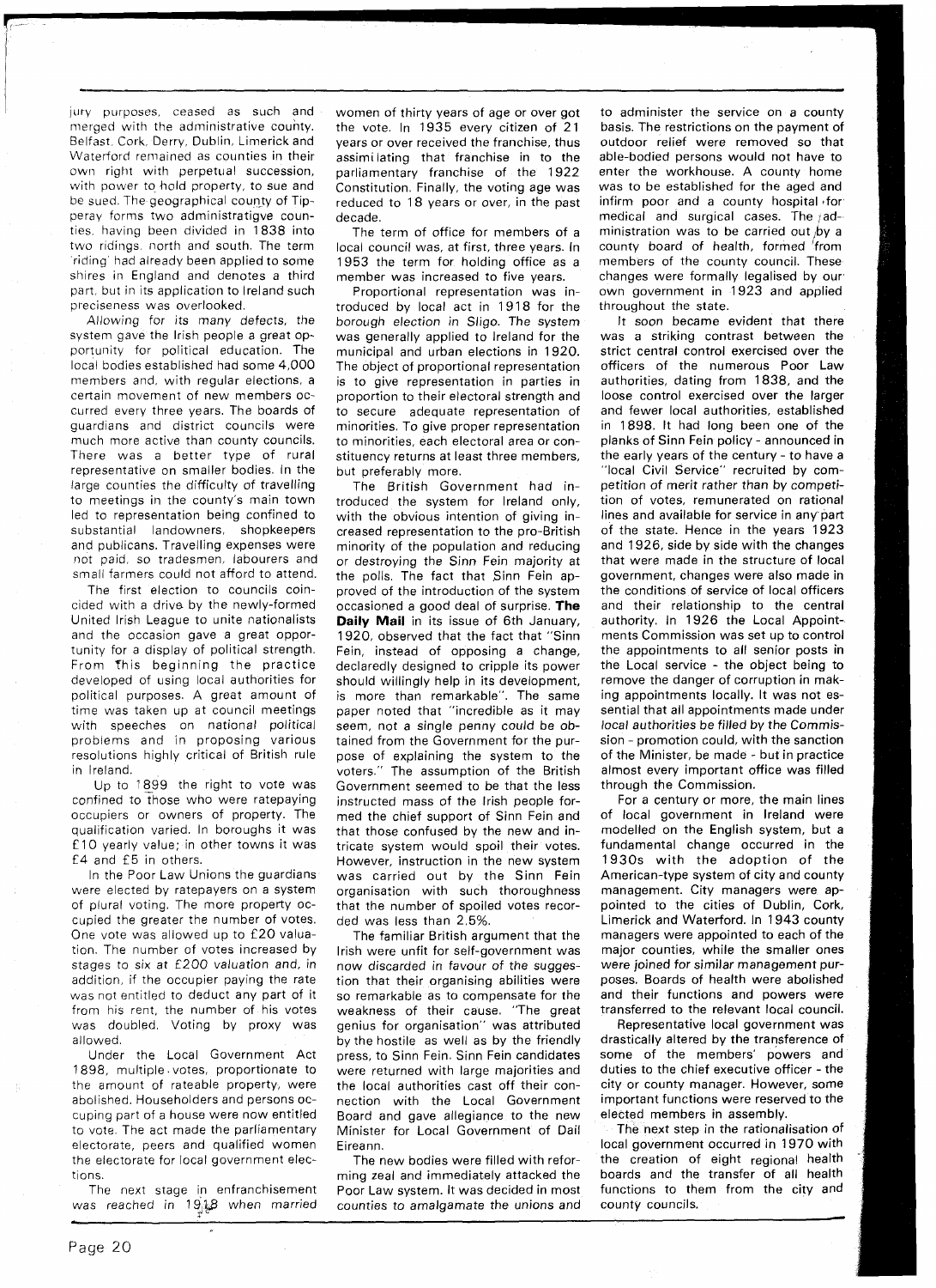jury purposes, ceased as such and merged with the administrative county. Belfast, Cork, Derry, Dublin, Limerick and Waterford remained as counties in their own right with perpetual succession, with power to hold property, to sue and be sued. The geographical county of Tipperay forms two administratigve counties, having been divided in 1838 into two ridings, north and south. The term 'riding' had already been applied to some shires in England and denotes a third part, but in its application to Ireland such preciseness was overlooked.

Allowing for its many defects, the system gave the Irish people a great opportunity for political education. The local bodies established had some 4,000 members and, with regular elections, a certain movement of new members occurred every three years. The boards of guardians and district councils were much more active than county councils. There was a better type of rural representative on smaller bodies. In the large counties the difficulty of travelling to meetings in the county's main town led to representation being confined to substantial landowners, shopkeepers and publicans. Travelling expenses were not paid, so tradesmen, labourers and small farmers could not afford to attend.

The first election to councils coincided with a drive by the newly-formed United Irish League to unite nationalists and the occasion gave a great opportunity for a display of political strength. From this beginning the practice developed of using local authorities for political purposes. A great amount of time was taken up at council meetings with speeches on national political problems and in proposing various resolutions highly critical of British rule in Ireland.

Up to 1899 the right to vote was confined to those who were ratepaying occupiers or owners of property. The qualification varied. In boroughs it was £10 yearly value; in other towns it was £4 and £5 in others.

In the Poor Law Unions the guardians were elected by ratepayers on a system of plural voting. The more property occupied the greater the number of votes. One vote was allowed up to £20 valuation. The number of votes increased by stages to six at £200 valuation and, in addition, if the occupier paying the rate was not entitled to deduct any part of it from his rent, the number of his votes was doubled. Voting by proxy was allowed.

Under the Local Government Act 1898, multiple votes, proportionate to the amount of rateable property, were abolished. Householders and persons occupying part of a house were now entitled to vote. The act made the parliamentary electorate, peers and qualified women the electorate for local government elections.

The next stage in enfranchisement was reached in 1918 when married women of thirty years of age or over got the vote. In 1935 every citizen of 21 years or over received the franchise, thus assimilating that franchise in to the parliamentary franchise of the 1922 Constitution. Finally, the voting age was reduced to 18 years or over, in the past decade.

The term of office for members of a local council was, at first, three years. In 1953 the term for holding office as a member was increased to five years.

Proportional representation was introduced by local act in 1918 for the borough election in Sligo. The system was generally applied to Ireland for the municipal and urban elections in 1920. The object of proportional representation is to give representation in parties in proportion to their electoral strength and to secure adequate representation of minorities. To give proper representation to minorities, each electoral area or constituency returns at least three members, but preferably more.

The British Government had introduced the system for Ireland only, with the obvious intention of giving increased representation to the pro-British minority of the population and reducing or destroying the Sinn Fein majority at the polls. The fact that Sinn Fein approved of the introduction of the system occasioned a good deal of surprise. **The Daily Mail** in its issue of 6th January, 1920, observed that the fact that "Sinn Fein, instead of opposing a change, declaredly designed to cripple its power should willingly help in its development, is more than remarkable". The same paper noted that "incredible as it may seem, not a single penny could be obtained from the Government for the purpose of explaining the system to the voters." The assumption of the British Government seemed to be that the less instructed mass of the Irish people formed the chief support of Sinn Fein and that those confused by the new and intricate system would spoil their votes. However, instruction in the new system was carried out by the Sinn Fein organisation with such thoroughness that the number of spoiled votes recorded was less than 2.5%.

The familiar British argument that the Irish were unfit for self-government was now discarded in favour of the suggestion that their organising abilities were so remarkable as to compensate for the weakness of their cause. "The great genius for organisation" was attributed by the hostile as well as by the friendly press, to Sinn Fein. Sinn Fein candidates were returned with large majorities and the local authorities cast off their connection with the Local Government Board and gave allegiance to the new Minister for Local Government of Dail Eireann.

The new bodies were filled with reforming zeal and immediately attacked the Poor Law system. It was decided in most counties to amalgamate the unions and to administer the service on a county basis. The restrictions on the payment of outdoor relief were removed so that able-bodied persons would not have to enter the workhouse. A county home was to be established for the aged and infirm poor and a county hospital for medical and surgical cases. The administration was to be carried out by a county board of health, formed from members of the county council. These changes were formally legalised by our own government in 1923 and applied throughout the state.

It soon became evident that there was a striking contrast between the strict central control exercised over the officers of the numerous Poor Law authorities, dating from 1838, and the loose control exercised over the larger and fewer local authorities, established in 1898. It had long been one of the planks of Sinn Fein policy - announced in the early years of the century - to have a "local Civil Service" recruited by competition of merit rather than by competition of votes, remunerated on rational lines and available for service in any part of the state. Hence in the years 1923 and 1926, side by side with the changes that were made in the structure of local government, changes were also made in the conditions of service of local officers and their relationship to the central authority. In 1926 the Local Appointments Commission was set up to control the appointments to all senior posts in the Local service - the object being to remove the danger of corruption in making appointments locally. It was not essential that all appointments made under local authorities be filled by the Commission - promotion could, with the sanction of the Minister, be made - but in practice almost every important office was filled through the Commission.

For a century or more, the main lines of local government in Ireland were modelled on the English system, but a fundamental change occurred in the 1930s with the adoption of the American-type system of city and county management. City managers were appointed to the cities of Dublin, Cork, Limerick and Waterford. In 1943 county managers were appointed to each of the major counties, while the smaller ones were joined for similar management purposes. Boards of health were abolished and their functions and powers were transferred to the relevant local council.

Representative local government was drastically altered by the transference of some of the members' powers and duties to the chief executive officer - the city or county manager. However, some important functions were reserved to the elected members in assembly.

The next step in the rationalisation of local government occurred in 1970 with the creation of eight regional health boards and the transfer of all health functions to them from the city and county councils.